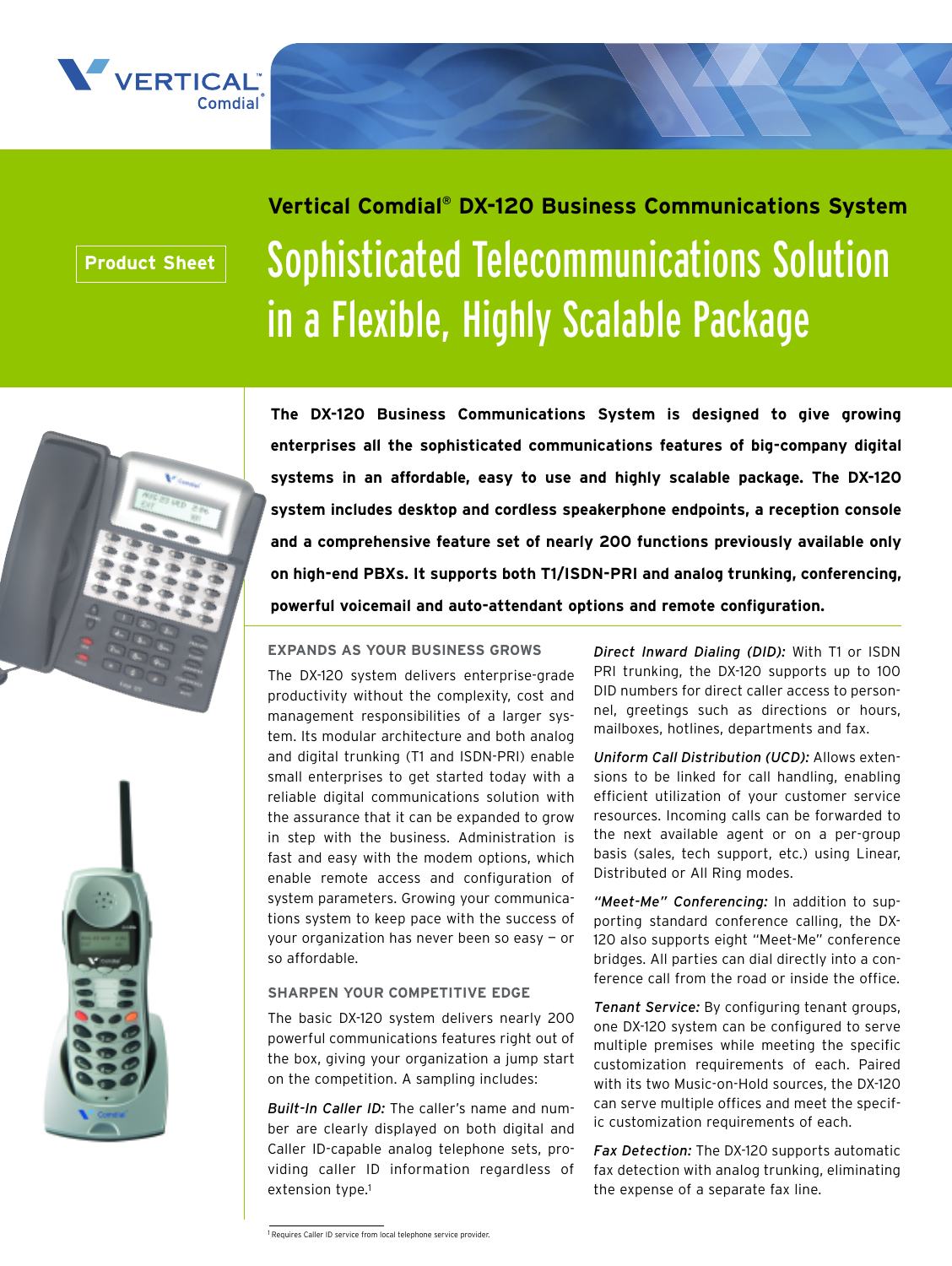Product Sheet

## Vertical Comdial® DX-120 Business Communications System

# Sophisticated Telecommunications Solution in a Flexible, Highly Scalable Package

**The DX-120 Business Communications System is designed to give growing enterprises all the sophisticated communications features of big-company digital systems in an affordable, easy to use and highly scalable package. The DX-120 system includes desktop and cordless speakerphone endpoints, a reception console and a comprehensive feature set of nearly 200 functions previously available only on high-end PBXs. It supports both T1/ISDN-PRI and analog trunking, conferencing, powerful voicemail and auto-attendant options and remote configuration.**

### EXPANDS AS YOUR BUSINESS GROWS

The DX-120 system delivers enterprise-grade productivity without the complexity, cost and management responsibilities of a larger system. Its modular architecture and both analog and digital trunking (T1 and ISDN-PRI) enable small enterprises to get started today with a reliable digital communications solution with the assurance that it can be expanded to grow in step with the business. Administration is fast and easy with the modem options, which enable remote access and configuration of system parameters. Growing your communications system to keep pace with the success of your organization has never been so easy – or so affordable.

### SHARPEN YOUR COMPETITIVE EDGE

The basic DX-120 system delivers nearly 200 powerful communications features right out of the box, giving your organization a jump start on the competition. A sampling includes:

*Built-In Caller ID:* The caller's name and number are clearly displayed on both digital and Caller ID-capable analog telephone sets, providing caller ID information regardless of extension type.[1]

*Direct Inward Dialing (DID):* With T1 or ISDN PRI trunking, the DX-120 supports up to 100 DID numbers for direct caller access to personnel, greetings such as directions or hours, mailboxes, hotlines, departments and fax.

*Uniform Call Distribution (UCD):* Allows extensions to be linked for call handling, enabling efficient utilization of your customer service resources. Incoming calls can be forwarded to the next available agent or on a per-group basis (sales, tech support, etc.) using Linear, Distributed or All Ring modes.

*"Meet-Me" Conferencing:* In addition to supporting standard conference calling, the DX-120 also supports eight "Meet-Me" conference bridges. All parties can dial directly into a conference call from the road or inside the office.

*Tenant Service:* By configuring tenant groups, one DX-120 system can be configured to serve multiple premises while meeting the specific customization requirements of each. Paired with its two Music-on-Hold sources, the DX-120 can serve multiple offices and meet the specific customization requirements of each.

*Fax Detection:* The DX-120 supports automatic fax detection with analog trunking, eliminating the expense of a separate fax line.

[1] Requires Caller ID service from local telephone service provider.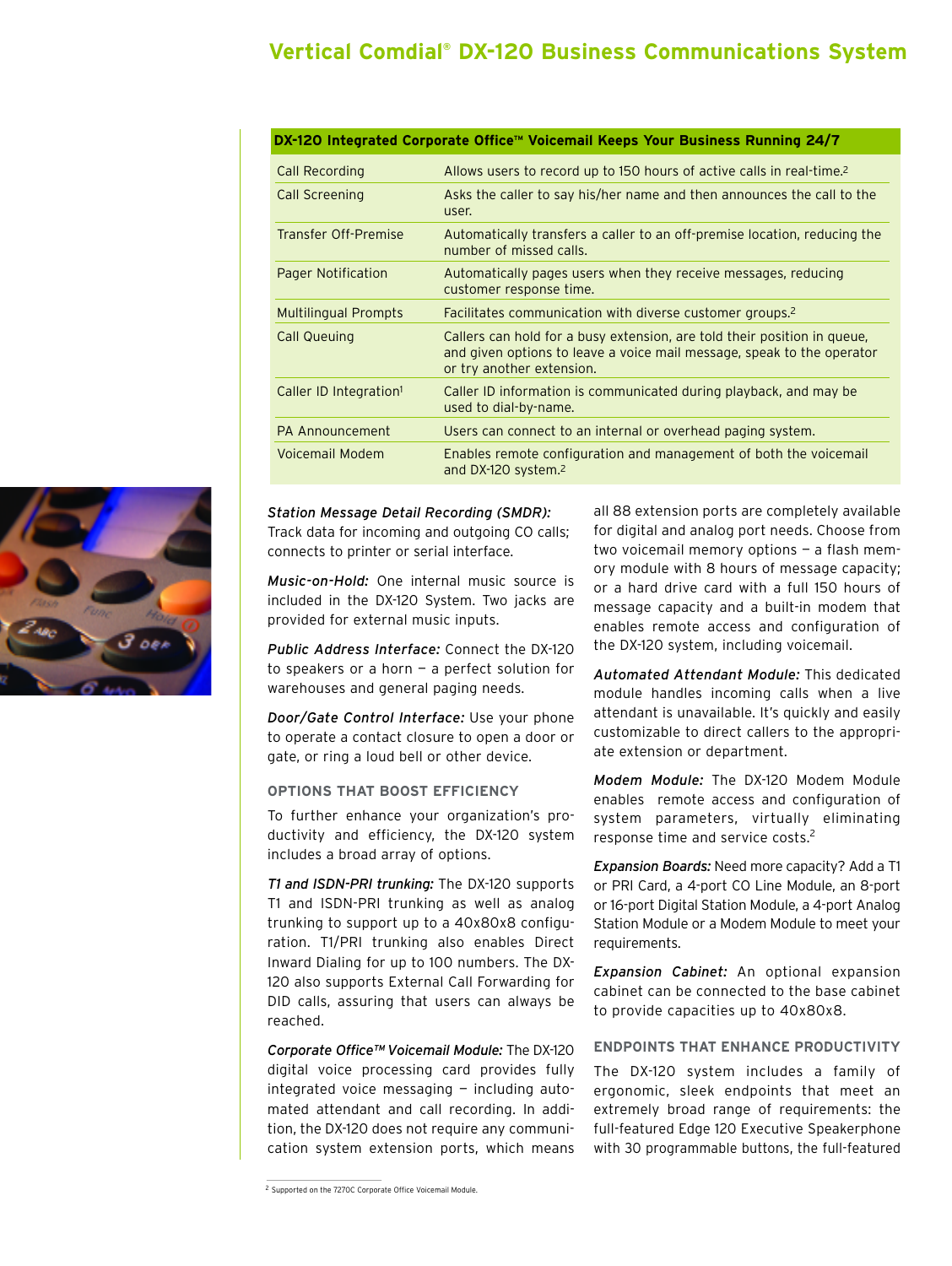| DX-120 Integrated Corporate Office™ Voicemail Keeps Your Business Running 24/7 | |
|---|---|
| Call Recording | Allows users to record up to 150 hours of active calls in real-time.[2] |
| Call Screening | Asks the caller to say his/her name and then announces the call to the user. |
| Transfer Off-Premise | Automatically transfers a caller to an off-premise location, reducing the number of missed calls. |
| Pager Notification | Automatically pages users when they receive messages, reducing customer response time. |
| Multilingual Prompts | Facilitates communication with diverse customer groups.[2] |
| Call Queuing | Callers can hold for a busy extension, are told their position in queue, and given options to leave a voice mail message, speak to the operator or try another extension. |
| Caller ID Integration[1] | Caller ID information is communicated during playback, and may be used to dial-by-name. |
| PA Announcement | Users can connect to an internal or overhead paging system. |
| Voicemail Modem | Enables remote configuration and management of both the voicemail and DX-120 system.[2] |

*Station Message Detail Recording (SMDR):* Track data for incoming and outgoing CO calls; connects to printer or serial interface.

*Music-on-Hold:* One internal music source is included in the DX-120 System. Two jacks are provided for external music inputs.

*Public Address Interface:* Connect the DX-120 to speakers or a horn — a perfect solution for warehouses and general paging needs.

*Door/Gate Control Interface:* Use your phone to operate a contact closure to open a door or gate, or ring a loud bell or other device.

### OPTIONS THAT BOOST EFFICIENCY

To further enhance your organization's productivity and efficiency, the DX-120 system includes a broad array of options.

*T1 and ISDN-PRI trunking:* The DX-120 supports T1 and ISDN-PRI trunking as well as analog trunking to support up to a 40x80x8 configuration. T1/PRI trunking also enables Direct Inward Dialing for up to 100 numbers. The DX-120 also supports External Call Forwarding for DID calls, assuring that users can always be reached.

*Corporate Office™ Voicemail Module:* The DX-120 digital voice processing card provides fully integrated voice messaging — including automated attendant and call recording. In addition, the DX-120 does not require any communication system extension ports, which means all 88 extension ports are completely available for digital and analog port needs. Choose from two voicemail memory options — a flash memory module with 8 hours of message capacity; or a hard drive card with a full 150 hours of message capacity and a built-in modem that enables remote access and configuration of the DX-120 system, including voicemail.

*Automated Attendant Module:* This dedicated module handles incoming calls when a live attendant is unavailable. It's quickly and easily customizable to direct callers to the appropriate extension or department.

*Modem Module:* The DX-120 Modem Module enables remote access and configuration of system parameters, virtually eliminating response time and service costs.[2]

*Expansion Boards:* Need more capacity? Add a T1 or PRI Card, a 4-port CO Line Module, an 8-port or 16-port Digital Station Module, a 4-port Analog Station Module or a Modem Module to meet your requirements.

*Expansion Cabinet:* An optional expansion cabinet can be connected to the base cabinet to provide capacities up to 40x80x8.

### ENDPOINTS THAT ENHANCE PRODUCTIVITY

The DX-120 system includes a family of ergonomic, sleek endpoints that meet an extremely broad range of requirements: the full-featured Edge 120 Executive Speakerphone with 30 programmable buttons, the full-featured

[2] Supported on the 7270C Corporate Office Voicemail Module.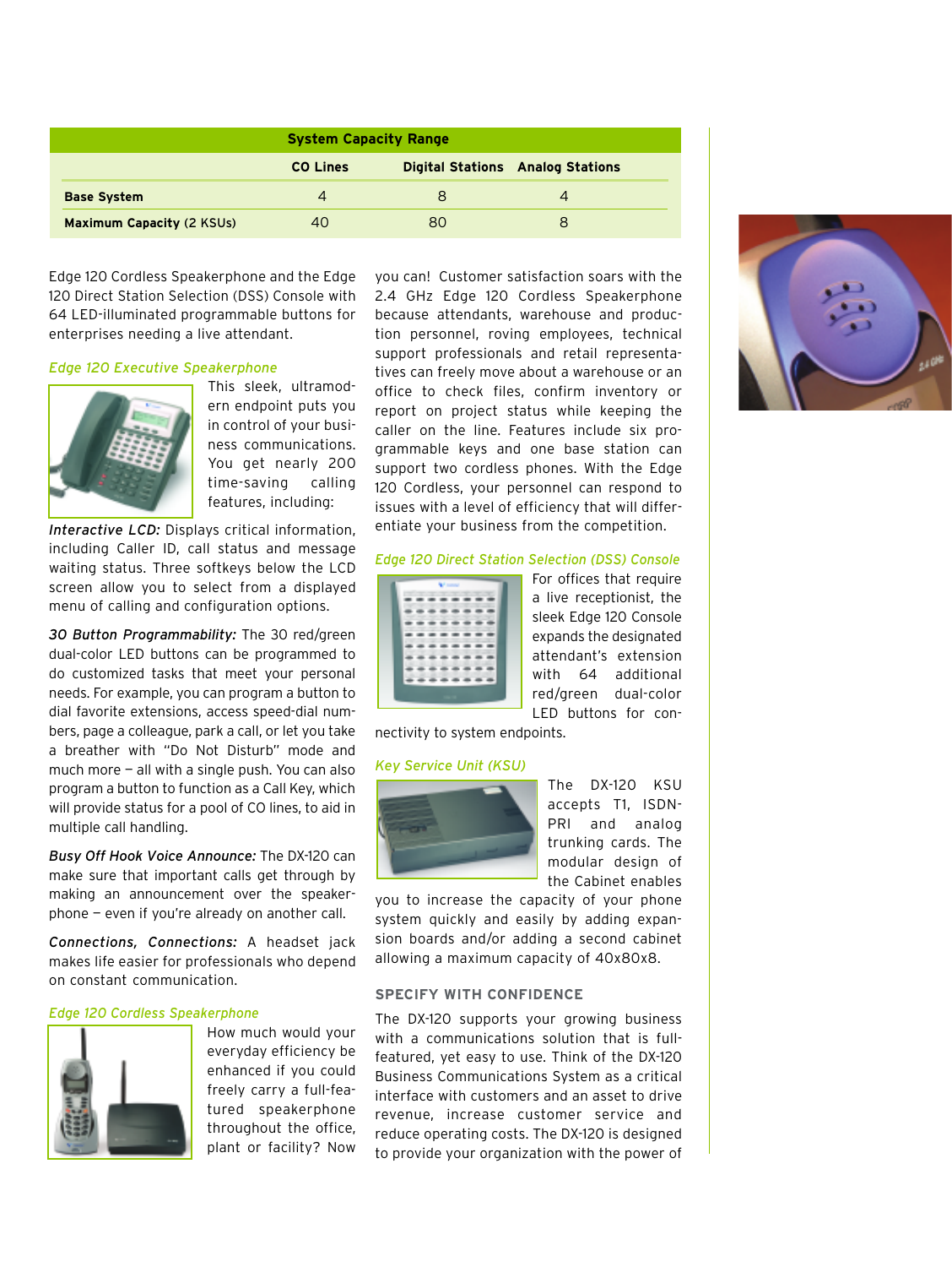| System Capacity Range | | | |
|---|---|---|---|
| | CO Lines | Digital Stations | Analog Stations |
| **Base System** | 4 | 8 | 4 |
| **Maximum Capacity** (2 KSUs) | 40 | 80 | 8 |

Edge 120 Cordless Speakerphone and the Edge 120 Direct Station Selection (DSS) Console with 64 LED-illuminated programmable buttons for enterprises needing a live attendant.

### *Edge 120 Executive Speakerphone*

This sleek, ultramodern endpoint puts you in control of your business communications. You get nearly 200 time-saving calling features, including:

***Interactive LCD:*** Displays critical information, including Caller ID, call status and message waiting status. Three softkeys below the LCD screen allow you to select from a displayed menu of calling and configuration options.

***30 Button Programmability:*** The 30 red/green dual-color LED buttons can be programmed to do customized tasks that meet your personal needs. For example, you can program a button to dial favorite extensions, access speed-dial numbers, page a colleague, park a call, or let you take a breather with "Do Not Disturb" mode and much more – all with a single push. You can also program a button to function as a Call Key, which will provide status for a pool of CO lines, to aid in multiple call handling.

***Busy Off Hook Voice Announce:*** The DX-120 can make sure that important calls get through by making an announcement over the speakerphone – even if you're already on another call.

***Connections, Connections:*** A headset jack makes life easier for professionals who depend on constant communication.

### *Edge 120 Cordless Speakerphone*

How much would your everyday efficiency be enhanced if you could freely carry a full-featured speakerphone throughout the office, plant or facility? Now you can! Customer satisfaction soars with the 2.4 GHz Edge 120 Cordless Speakerphone because attendants, warehouse and production personnel, roving employees, technical support professionals and retail representatives can freely move about a warehouse or an office to check files, confirm inventory or report on project status while keeping the caller on the line. Features include six programmable keys and one base station can support two cordless phones. With the Edge 120 Cordless, your personnel can respond to issues with a level of efficiency that will differentiate your business from the competition.

### *Edge 120 Direct Station Selection (DSS) Console*

For offices that require a live receptionist, the sleek Edge 120 Console expands the designated attendant's extension with 64 additional red/green dual-color LED buttons for connectivity to system endpoints.

### *Key Service Unit (KSU)*

The DX-120 KSU accepts T1, ISDN-PRI and analog trunking cards. The modular design of the Cabinet enables you to increase the capacity of your phone system quickly and easily by adding expansion boards and/or adding a second cabinet allowing a maximum capacity of 40x80x8.

## SPECIFY WITH CONFIDENCE

The DX-120 supports your growing business with a communications solution that is full-featured, yet easy to use. Think of the DX-120 Business Communications System as a critical interface with customers and an asset to drive revenue, increase customer service and reduce operating costs. The DX-120 is designed to provide your organization with the power of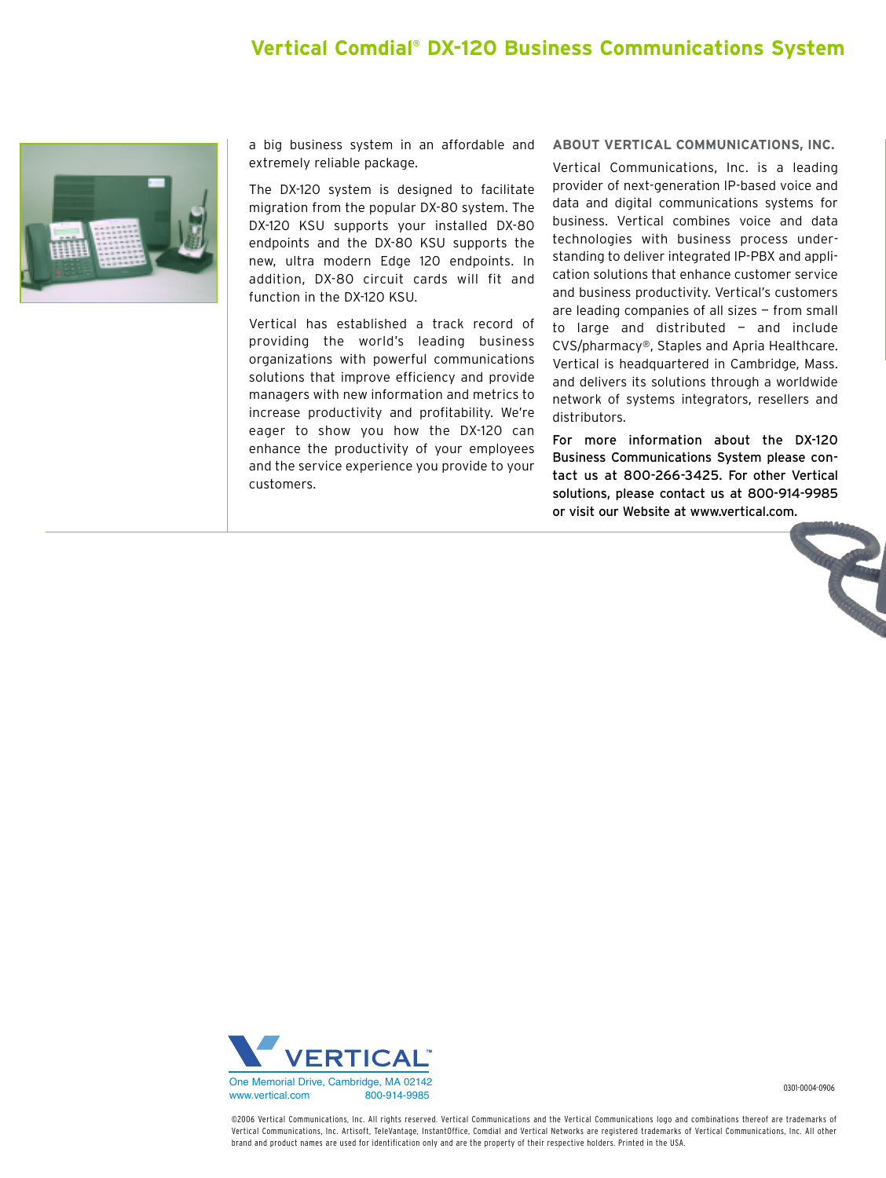a big business system in an affordable and extremely reliable package.

The DX-120 system is designed to facilitate migration from the popular DX-80 system. The DX-120 KSU supports your installed DX-80 endpoints and the DX-80 KSU supports the new, ultra modern Edge 120 endpoints. In addition, DX-80 circuit cards will fit and function in the DX-120 KSU.

Vertical has established a track record of providing the world's leading business organizations with powerful communications solutions that improve efficiency and provide managers with new information and metrics to increase productivity and profitability. We're eager to show you how the DX-120 can enhance the productivity of your employees and the service experience you provide to your customers.

## ABOUT VERTICAL COMMUNICATIONS, INC.

Vertical Communications, Inc. is a leading provider of next-generation IP-based voice and data and digital communications systems for business. Vertical combines voice and data technologies with business process understanding to deliver integrated IP-PBX and application solutions that enhance customer service and business productivity. Vertical's customers are leading companies of all sizes — from small to large and distributed — and include CVS/pharmacy®, Staples and Apria Healthcare. Vertical is headquartered in Cambridge, Mass. and delivers its solutions through a worldwide network of systems integrators, resellers and distributors.

For more information about the DX-120 Business Communications System please contact us at 800-266-3425. For other Vertical solutions, please contact us at 800-914-9985 or visit our Website at www.vertical.com.

VERTICAL™
One Memorial Drive, Cambridge, MA 02142
www.vertical.com 800-914-9985

0301-0004-0906

©2006 Vertical Communications, Inc. All rights reserved. Vertical Communications and the Vertical Communications logo and combinations thereof are trademarks of Vertical Communications, Inc. Artisoft, TeleVantage, InstantOffice, Comdial and Vertical Networks are registered trademarks of Vertical Communications, Inc. All other brand and product names are used for identification only and are the property of their respective holders. Printed in the USA.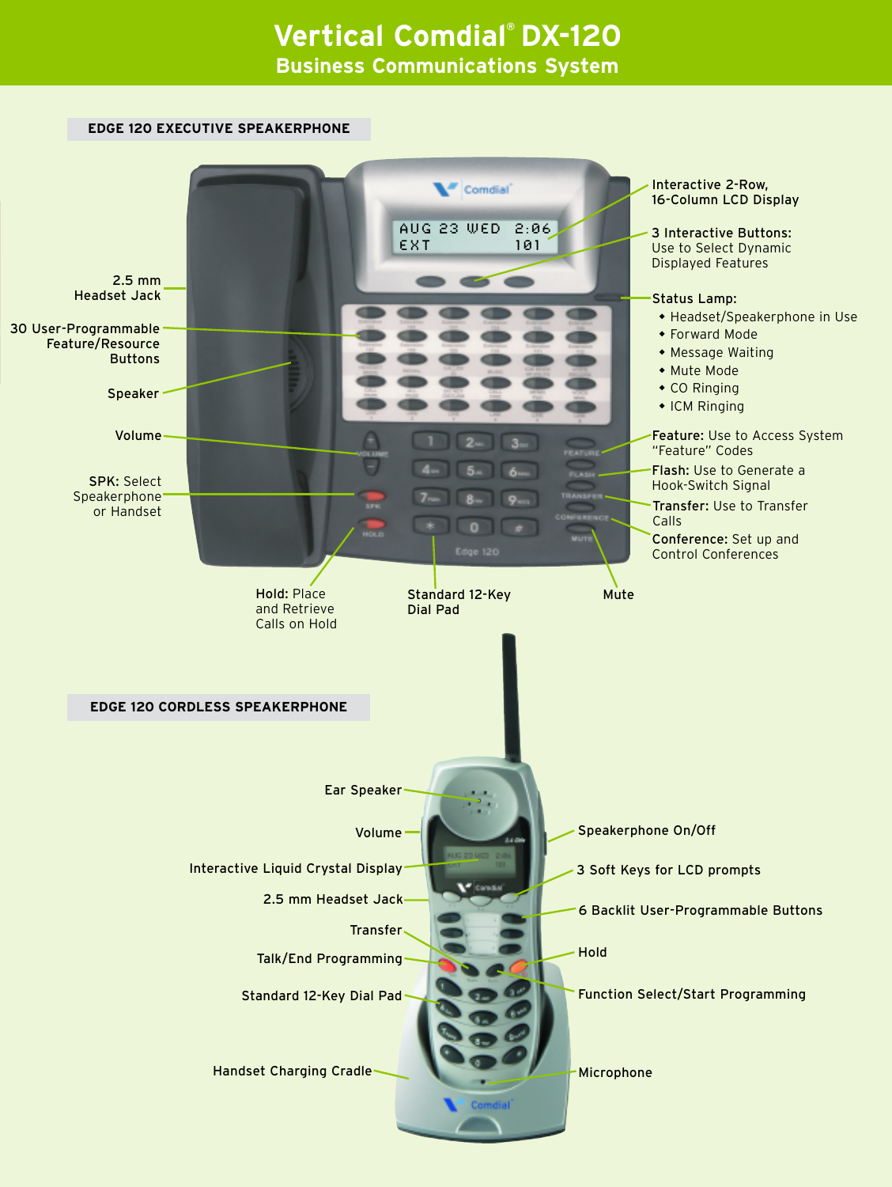# Vertical Comdial® DX-120

## Business Communications System

### EDGE 120 EXECUTIVE SPEAKERPHONE

- Interactive 2-Row, 16-Column LCD Display
- 3 Interactive Buttons: Use to Select Dynamic Displayed Features
- Status Lamp:
  - Headset/Speakerphone in Use
  - Forward Mode
  - Message Waiting
  - Mute Mode
  - CO Ringing
  - ICM Ringing
- **Feature:** Use to Access System "Feature" Codes
- **Flash:** Use to Generate a Hook-Switch Signal
- **Transfer:** Use to Transfer Calls
- **Conference:** Set up and Control Conferences
- Mute
- Standard 12-Key Dial Pad
- **Hold:** Place and Retrieve Calls on Hold
- **SPK:** Select Speakerphone or Handset
- Volume
- Speaker
- 30 User-Programmable Feature/Resource Buttons
- 2.5 mm Headset Jack

### EDGE 120 CORDLESS SPEAKERPHONE

- Ear Speaker
- Volume
- Interactive Liquid Crystal Display
- 2.5 mm Headset Jack
- Transfer
- Talk/End Programming
- Standard 12-Key Dial Pad
- Handset Charging Cradle
- Speakerphone On/Off
- 3 Soft Keys for LCD prompts
- 6 Backlit User-Programmable Buttons
- Hold
- Function Select/Start Programming
- Microphone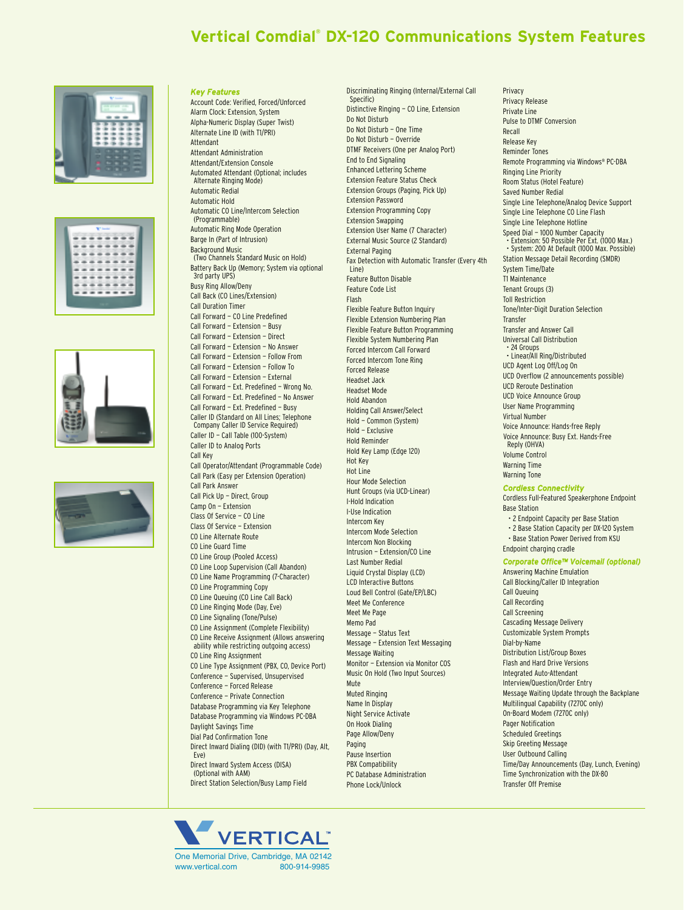# Vertical Comdial® DX-120 Communications System Features

### Key Features

Account Code: Verified, Forced/Unforced
Alarm Clock: Extension, System
Alpha-Numeric Display (Super Twist)
Alternate Line ID (with T1/PRI)
Attendant
Attendant Administration
Attendant/Extension Console
Automated Attendant (Optional; includes Alternate Ringing Mode)
Automatic Redial
Automatic Hold
Automatic CO Line/Intercom Selection (Programmable)
Automatic Ring Mode Operation
Barge In (Part of Intrusion)
Background Music (Two Channels Standard Music on Hold)
Battery Back Up (Memory; System via optional 3rd party UPS)
Busy Ring Allow/Deny
Call Back (CO Lines/Extension)
Call Duration Timer
Call Forward – CO Line Predefined
Call Forward – Extension – Busy
Call Forward – Extension – Direct
Call Forward – Extension – No Answer
Call Forward – Extension – Follow From
Call Forward – Extension – Follow To
Call Forward – Extension – External
Call Forward – Ext. Predefined – Wrong No.
Call Forward – Ext. Predefined – No Answer
Call Forward – Ext. Predefined – Busy
Caller ID (Standard on All Lines; Telephone Company Caller ID Service Required)
Caller ID – Call Table (100-System)
Caller ID to Analog Ports
Call Key
Call Operator/Attendant (Programmable Code)
Call Park (Easy per Extension Operation)
Call Park Answer
Call Pick Up – Direct, Group
Camp On – Extension
Class Of Service – CO Line
Class Of Service – Extension
CO Line Alternate Route
CO Line Guard Time
CO Line Group (Pooled Access)
CO Line Loop Supervision (Call Abandon)
CO Line Name Programming (7-Character)
CO Line Programming Copy
CO Line Queuing (CO Line Call Back)
CO Line Ringing Mode (Day, Eve)
CO Line Signaling (Tone/Pulse)
CO Line Assignment (Complete Flexibility)
CO Line Receive Assignment (Allows answering ability while restricting outgoing access)
CO Line Ring Assignment
CO Line Type Assignment (PBX, CO, Device Port)
Conference – Supervised, Unsupervised
Conference – Forced Release
Conference – Private Connection
Database Programming via Key Telephone
Database Programming via Windows PC-DBA
Daylight Savings Time
Dial Pad Confirmation Tone
Direct Inward Dialing (DID) (with T1/PRI) (Day, Alt, Eve)
Direct Inward System Access (DISA) (Optional with AAM)
Direct Station Selection/Busy Lamp Field
Discriminating Ringing (Internal/External Call Specific)
Distinctive Ringing – CO Line, Extension
Do Not Disturb
Do Not Disturb – One Time
Do Not Disturb – Override
DTMF Receivers (One per Analog Port)
End to End Signaling
Enhanced Lettering Scheme
Extension Feature Status Check
Extension Groups (Paging, Pick Up)
Extension Password
Extension Programming Copy
Extension Swapping
Extension User Name (7 Character)
External Music Source (2 Standard)
External Paging
Fax Detection with Automatic Transfer (Every 4th Line)
Feature Button Disable
Feature Code List
Flash
Flexible Feature Button Inquiry
Flexible Extension Numbering Plan
Flexible Feature Button Programming
Flexible System Numbering Plan
Forced Intercom Call Forward
Forced Intercom Tone Ring
Forced Release
Headset Jack
Headset Mode
Hold Abandon
Holding Call Answer/Select
Hold – Common (System)
Hold – Exclusive
Hold Reminder
Hold Key Lamp (Edge 120)
Hot Key
Hot Line
Hour Mode Selection
Hunt Groups (via UCD-Linear)
I-Hold Indication
I-Use Indication
Intercom Key
Intercom Mode Selection
Intercom Non Blocking
Intrusion – Extension/CO Line
Last Number Redial
Liquid Crystal Display (LCD)
LCD Interactive Buttons
Loud Bell Control (Gate/EP/LBC)
Meet Me Conference
Meet Me Page
Memo Pad
Message – Status Text
Message – Extension Text Messaging
Message Waiting
Monitor – Extension via Monitor COS
Music On Hold (Two Input Sources)
Mute
Muted Ringing
Name In Display
Night Service Activate
On Hook Dialing
Page Allow/Deny
Paging
Pause Insertion
PBX Compatibility
PC Database Administration
Phone Lock/Unlock
Privacy
Privacy Release
Private Line
Pulse to DTMF Conversion
Recall
Release Key
Reminder Tones
Remote Programming via Windows® PC-DBA
Ringing Line Priority
Room Status (Hotel Feature)
Saved Number Redial
Single Line Telephone/Analog Device Support
Single Line Telephone CO Line Flash
Single Line Telephone Hotline
Speed Dial – 1000 Number Capacity
- Extension: 50 Possible Per Ext. (1000 Max.)
- System: 200 At Default (1000 Max. Possible)

Station Message Detail Recording (SMDR)
System Time/Date
T1 Maintenance
Tenant Groups (3)
Toll Restriction
Tone/Inter-Digit Duration Selection
Transfer
Transfer and Answer Call
Universal Call Distribution
- 24 Groups
- Linear/All Ring/Distributed

UCD Agent Log Off/Log On
UCD Overflow (2 announcements possible)
UCD Reroute Destination
UCD Voice Announce Group
User Name Programming
Virtual Number
Voice Announce: Hands-free Reply
Voice Announce: Busy Ext. Hands-Free Reply (OHVA)
Volume Control
Warning Time
Warning Tone

### Cordless Connectivity

Cordless Full-Featured Speakerphone Endpoint
Base Station
- 2 Endpoint Capacity per Base Station
- 2 Base Station Capacity per DX-120 System
- Base Station Power Derived from KSU

Endpoint charging cradle

### Corporate Office™ Voicemail (optional)

Answering Machine Emulation
Call Blocking/Caller ID Integration
Call Queuing
Call Recording
Call Screening
Cascading Message Delivery
Customizable System Prompts
Dial-by-Name
Distribution List/Group Boxes
Flash and Hard Drive Versions
Integrated Auto-Attendant
Interview/Question/Order Entry
Message Waiting Update through the Backplane
Multilingual Capability (7270C only)
On-Board Modem (7270C only)
Pager Notification
Scheduled Greetings
Skip Greeting Message
User Outbound Calling
Time/Day Announcements (Day, Lunch, Evening)
Time Synchronization with the DX-80
Transfer Off Premise

VERTICAL™
One Memorial Drive, Cambridge, MA 02142
www.vertical.com 800-914-9985